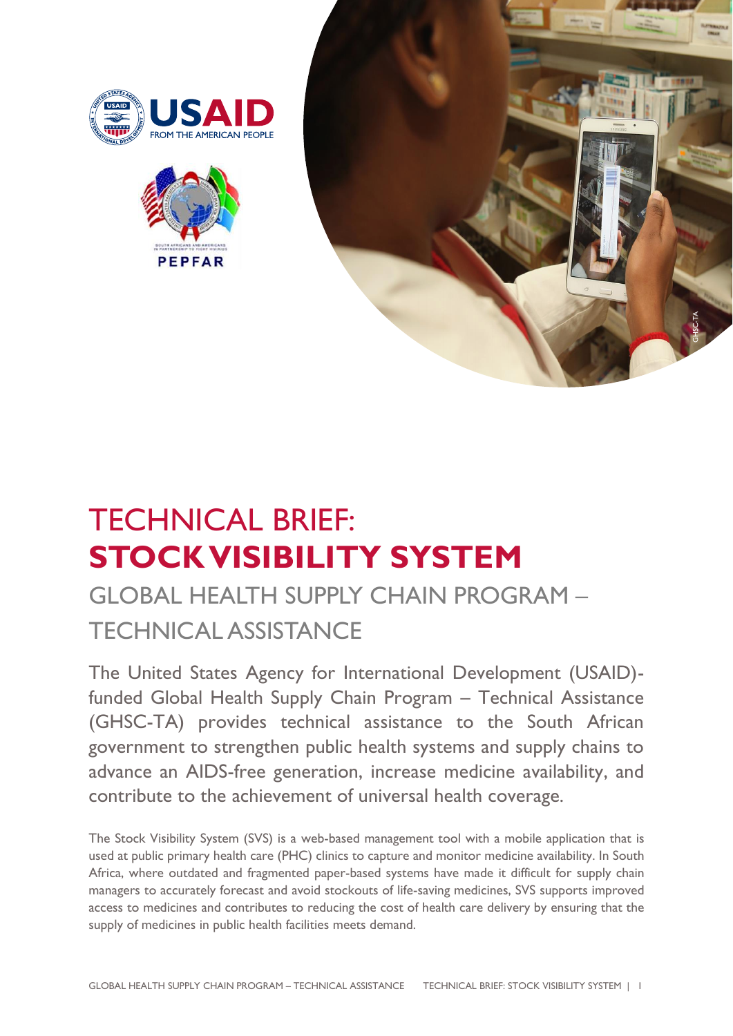# TECHNICAL BRIEF: **STOCK VISIBILITY SYSTEM**

## GLOBAL HEALTH SUPPLY CHAIN PROGRAM – TECHNICAL ASSISTANCE

The United States Agency for International Development (USAID)-funded Global Health Supply Chain Program – Technical Assistance (GHSC-TA) provides technical assistance to the South African government to strengthen public health systems and supply chains to advance an AIDS-free generation, increase medicine availability, and contribute to the achievement of universal health coverage.

The Stock Visibility System (SVS) is a web-based management tool with a mobile application that is used at public primary health care (PHC) clinics to capture and monitor medicine availability. In South Africa, where outdated and fragmented paper-based systems have made it difficult for supply chain managers to accurately forecast and avoid stockouts of life-saving medicines, SVS supports improved access to medicines and contributes to reducing the cost of health care delivery by ensuring that the supply of medicines in public health facilities meets demand.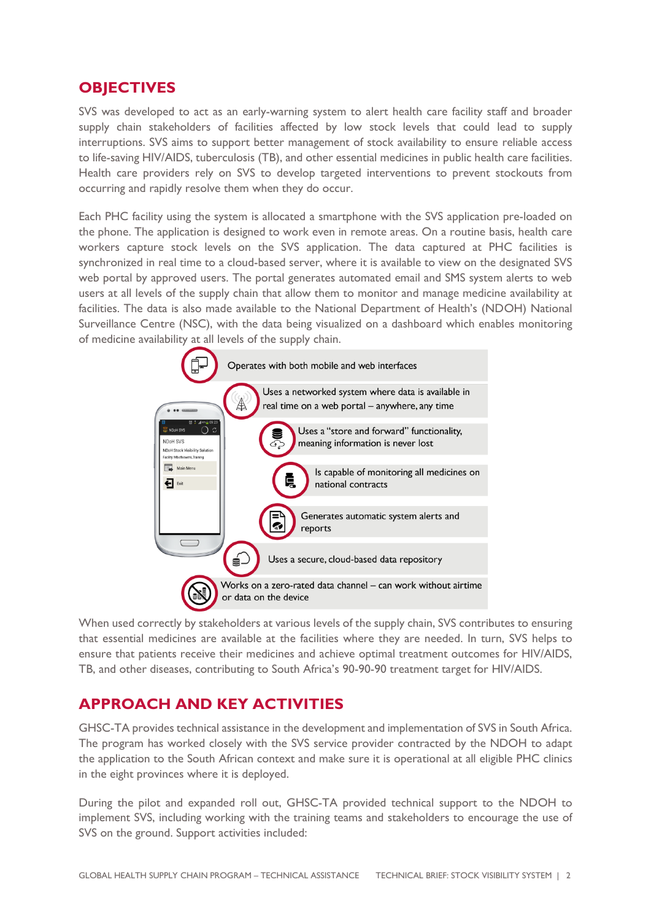## OBJECTIVES

SVS was developed to act as an early-warning system to alert health care facility staff and broader supply chain stakeholders of facilities affected by low stock levels that could lead to supply interruptions. SVS aims to support better management of stock availability to ensure reliable access to life-saving HIV/AIDS, tuberculosis (TB), and other essential medicines in public health care facilities. Health care providers rely on SVS to develop targeted interventions to prevent stockouts from occurring and rapidly resolve them when they do occur.

Each PHC facility using the system is allocated a smartphone with the SVS application pre-loaded on the phone. The application is designed to work even in remote areas. On a routine basis, health care workers capture stock levels on the SVS application. The data captured at PHC facilities is synchronized in real time to a cloud-based server, where it is available to view on the designated SVS web portal by approved users. The portal generates automated email and SMS system alerts to web users at all levels of the supply chain that allow them to monitor and manage medicine availability at facilities. The data is also made available to the National Department of Health's (NDOH) National Surveillance Centre (NSC), with the data being visualized on a dashboard which enables monitoring of medicine availability at all levels of the supply chain.

- Operates with both mobile and web interfaces
- Uses a networked system where data is available in real time on a web portal – anywhere, any time
- Uses a "store and forward" functionality, meaning information is never lost
- Is capable of monitoring all medicines on national contracts
- Generates automatic system alerts and reports
- Uses a secure, cloud-based data repository
- Works on a zero-rated data channel – can work without airtime or data on the device

When used correctly by stakeholders at various levels of the supply chain, SVS contributes to ensuring that essential medicines are available at the facilities where they are needed. In turn, SVS helps to ensure that patients receive their medicines and achieve optimal treatment outcomes for HIV/AIDS, TB, and other diseases, contributing to South Africa's 90-90-90 treatment target for HIV/AIDS.

## APPROACH AND KEY ACTIVITIES

GHSC-TA provides technical assistance in the development and implementation of SVS in South Africa. The program has worked closely with the SVS service provider contracted by the NDOH to adapt the application to the South African context and make sure it is operational at all eligible PHC clinics in the eight provinces where it is deployed.

During the pilot and expanded roll out, GHSC-TA provided technical support to the NDOH to implement SVS, including working with the training teams and stakeholders to encourage the use of SVS on the ground. Support activities included: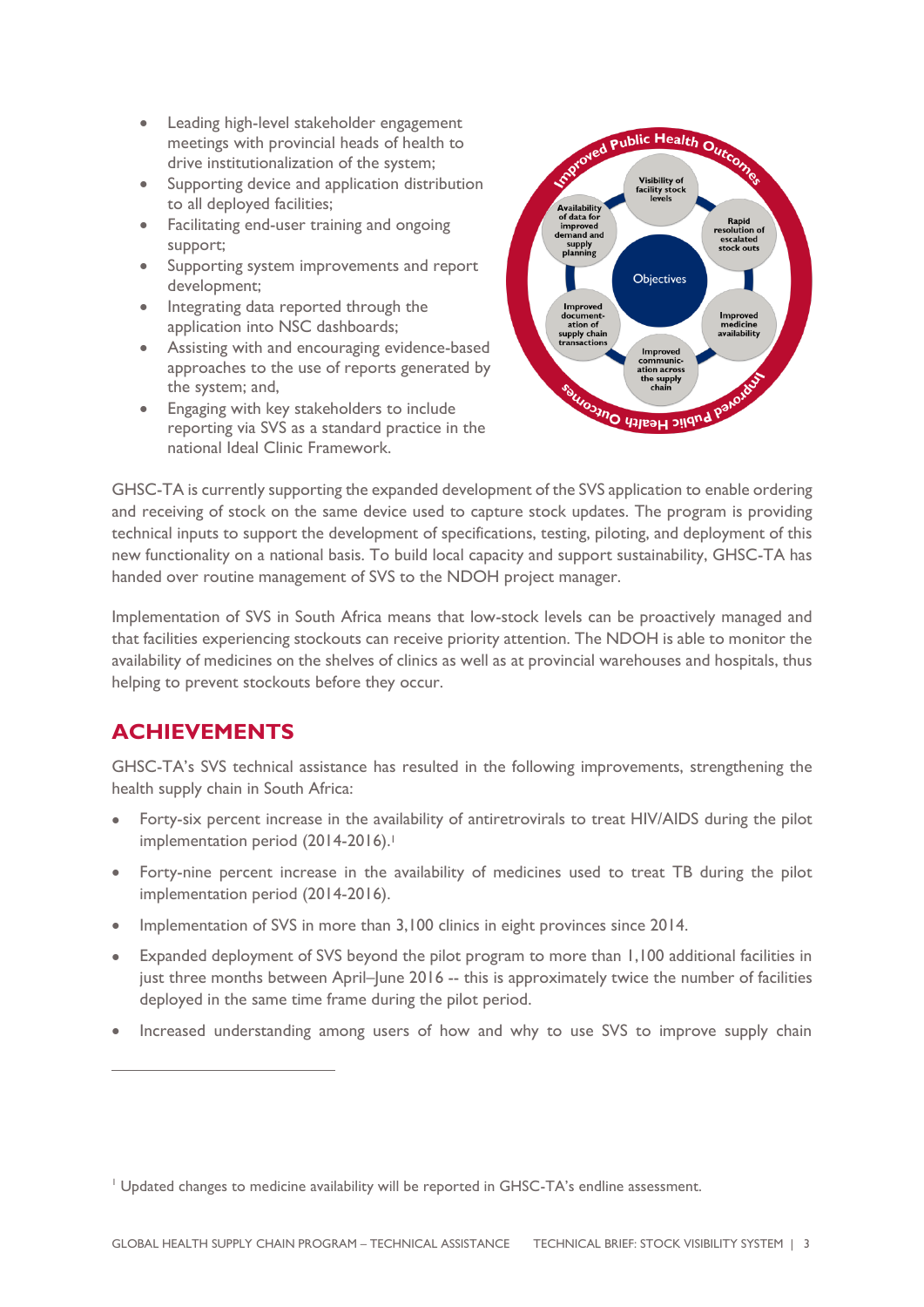- Leading high-level stakeholder engagement meetings with provincial heads of health to drive institutionalization of the system;
- Supporting device and application distribution to all deployed facilities;
- Facilitating end-user training and ongoing support;
- Supporting system improvements and report development;
- Integrating data reported through the application into NSC dashboards;
- Assisting with and encouraging evidence-based approaches to the use of reports generated by the system; and,
- Engaging with key stakeholders to include reporting via SVS as a standard practice in the national Ideal Clinic Framework.

GHSC-TA is currently supporting the expanded development of the SVS application to enable ordering and receiving of stock on the same device used to capture stock updates. The program is providing technical inputs to support the development of specifications, testing, piloting, and deployment of this new functionality on a national basis. To build local capacity and support sustainability, GHSC-TA has handed over routine management of SVS to the NDOH project manager.

Implementation of SVS in South Africa means that low-stock levels can be proactively managed and that facilities experiencing stockouts can receive priority attention. The NDOH is able to monitor the availability of medicines on the shelves of clinics as well as at provincial warehouses and hospitals, thus helping to prevent stockouts before they occur.

## ACHIEVEMENTS

GHSC-TA's SVS technical assistance has resulted in the following improvements, strengthening the health supply chain in South Africa:

- Forty-six percent increase in the availability of antiretrovirals to treat HIV/AIDS during the pilot implementation period (2014-2016).[1]
- Forty-nine percent increase in the availability of medicines used to treat TB during the pilot implementation period (2014-2016).
- Implementation of SVS in more than 3,100 clinics in eight provinces since 2014.
- Expanded deployment of SVS beyond the pilot program to more than 1,100 additional facilities in just three months between April–June 2016 -- this is approximately twice the number of facilities deployed in the same time frame during the pilot period.
- Increased understanding among users of how and why to use SVS to improve supply chain

[1] Updated changes to medicine availability will be reported in GHSC-TA's endline assessment.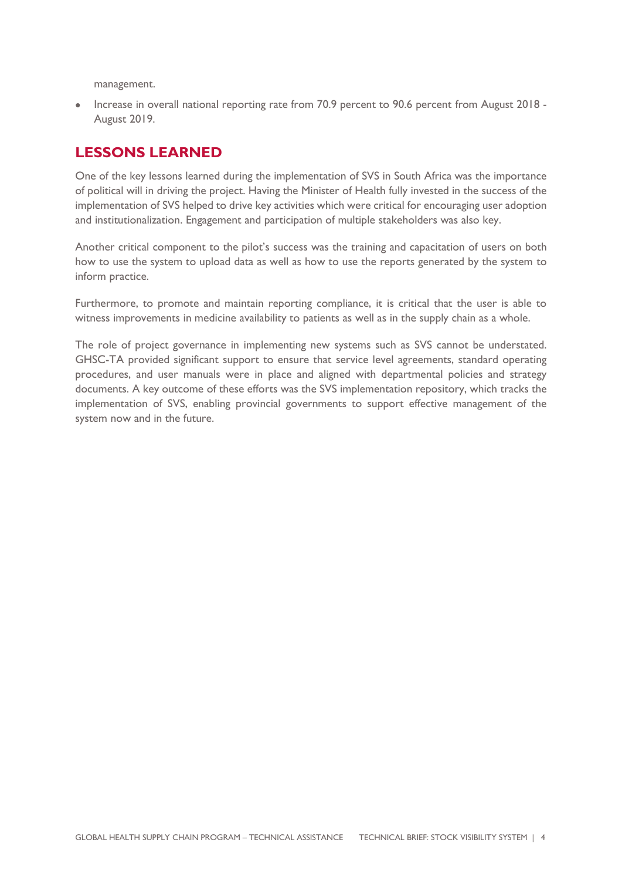management.

- Increase in overall national reporting rate from 70.9 percent to 90.6 percent from August 2018 - August 2019.

## LESSONS LEARNED

One of the key lessons learned during the implementation of SVS in South Africa was the importance of political will in driving the project. Having the Minister of Health fully invested in the success of the implementation of SVS helped to drive key activities which were critical for encouraging user adoption and institutionalization. Engagement and participation of multiple stakeholders was also key.

Another critical component to the pilot's success was the training and capacitation of users on both how to use the system to upload data as well as how to use the reports generated by the system to inform practice.

Furthermore, to promote and maintain reporting compliance, it is critical that the user is able to witness improvements in medicine availability to patients as well as in the supply chain as a whole.

The role of project governance in implementing new systems such as SVS cannot be understated. GHSC-TA provided significant support to ensure that service level agreements, standard operating procedures, and user manuals were in place and aligned with departmental policies and strategy documents. A key outcome of these efforts was the SVS implementation repository, which tracks the implementation of SVS, enabling provincial governments to support effective management of the system now and in the future.